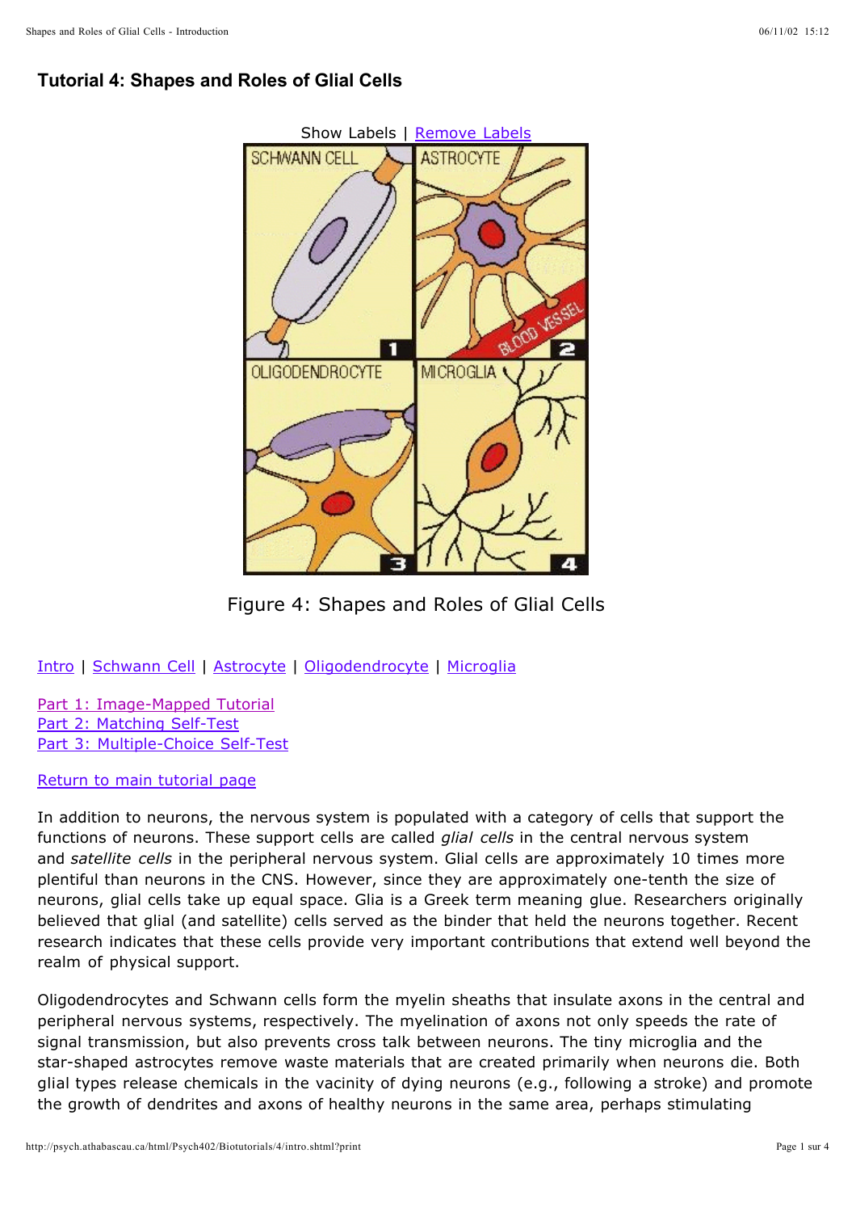# Tutorial 4: Shapes and Roles of Glial Cells

Show Labels | Remove Labels

Figure 4: Shapes and Roles of Glial Cells

Intro | Schwann Cell | Astrocyte | Oligodendrocyte | Microglia

Part 1: Image-Mapped Tutorial
Part 2: Matching Self-Test
Part 3: Multiple-Choice Self-Test

Return to main tutorial page

In addition to neurons, the nervous system is populated with a category of cells that support the functions of neurons. These support cells are called *glial cells* in the central nervous system and *satellite cells* in the peripheral nervous system. Glial cells are approximately 10 times more plentiful than neurons in the CNS. However, since they are approximately one-tenth the size of neurons, glial cells take up equal space. Glia is a Greek term meaning glue. Researchers originally believed that glial (and satellite) cells served as the binder that held the neurons together. Recent research indicates that these cells provide very important contributions that extend well beyond the realm of physical support.

Oligodendrocytes and Schwann cells form the myelin sheaths that insulate axons in the central and peripheral nervous systems, respectively. The myelination of axons not only speeds the rate of signal transmission, but also prevents cross talk between neurons. The tiny microglia and the star-shaped astrocytes remove waste materials that are created primarily when neurons die. Both glial types release chemicals in the vacinity of dying neurons (e.g., following a stroke) and promote the growth of dendrites and axons of healthy neurons in the same area, perhaps stimulating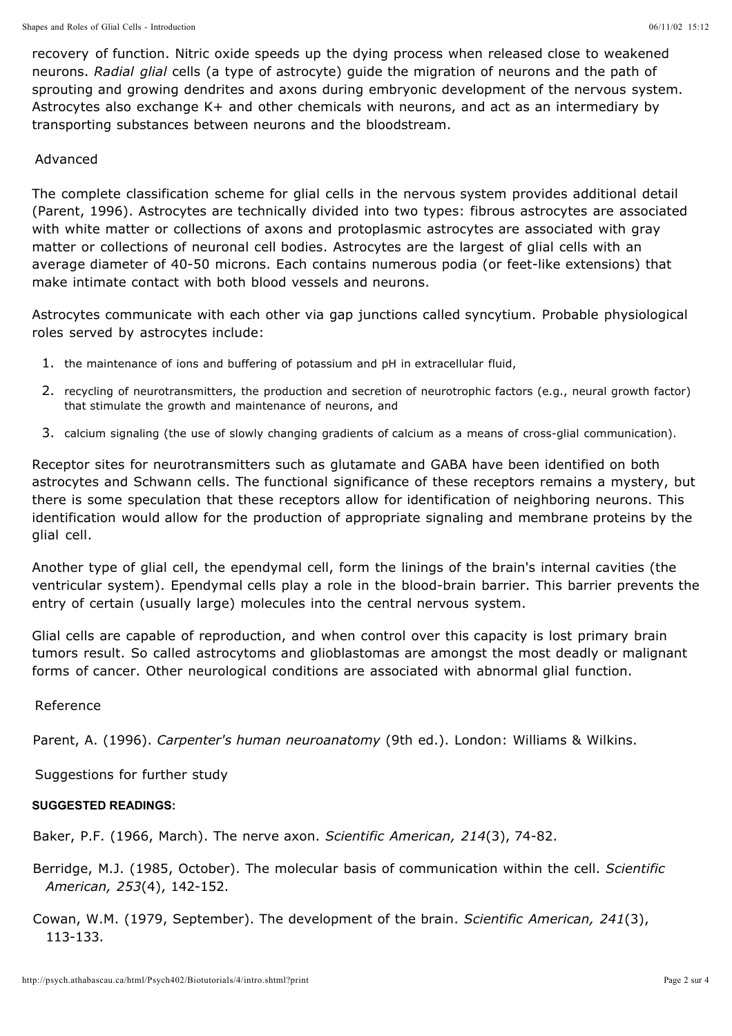recovery of function. Nitric oxide speeds up the dying process when released close to weakened neurons. *Radial glial* cells (a type of astrocyte) guide the migration of neurons and the path of sprouting and growing dendrites and axons during embryonic development of the nervous system. Astrocytes also exchange K+ and other chemicals with neurons, and act as an intermediary by transporting substances between neurons and the bloodstream.

## Advanced

The complete classification scheme for glial cells in the nervous system provides additional detail (Parent, 1996). Astrocytes are technically divided into two types: fibrous astrocytes are associated with white matter or collections of axons and protoplasmic astrocytes are associated with gray matter or collections of neuronal cell bodies. Astrocytes are the largest of glial cells with an average diameter of 40-50 microns. Each contains numerous podia (or feet-like extensions) that make intimate contact with both blood vessels and neurons.

Astrocytes communicate with each other via gap junctions called syncytium. Probable physiological roles served by astrocytes include:

1. the maintenance of ions and buffering of potassium and pH in extracellular fluid,
2. recycling of neurotransmitters, the production and secretion of neurotrophic factors (e.g., neural growth factor) that stimulate the growth and maintenance of neurons, and
3. calcium signaling (the use of slowly changing gradients of calcium as a means of cross-glial communication).

Receptor sites for neurotransmitters such as glutamate and GABA have been identified on both astrocytes and Schwann cells. The functional significance of these receptors remains a mystery, but there is some speculation that these receptors allow for identification of neighboring neurons. This identification would allow for the production of appropriate signaling and membrane proteins by the glial cell.

Another type of glial cell, the ependymal cell, form the linings of the brain's internal cavities (the ventricular system). Ependymal cells play a role in the blood-brain barrier. This barrier prevents the entry of certain (usually large) molecules into the central nervous system.

Glial cells are capable of reproduction, and when control over this capacity is lost primary brain tumors result. So called astrocytoms and glioblastomas are amongst the most deadly or malignant forms of cancer. Other neurological conditions are associated with abnormal glial function.

## Reference

Parent, A. (1996). *Carpenter's human neuroanatomy* (9th ed.). London: Williams & Wilkins.

## Suggestions for further study

**SUGGESTED READINGS:**

Baker, P.F. (1966, March). The nerve axon. *Scientific American, 214*(3), 74-82.

Berridge, M.J. (1985, October). The molecular basis of communication within the cell. *Scientific American, 253*(4), 142-152.

Cowan, W.M. (1979, September). The development of the brain. *Scientific American, 241*(3), 113-133.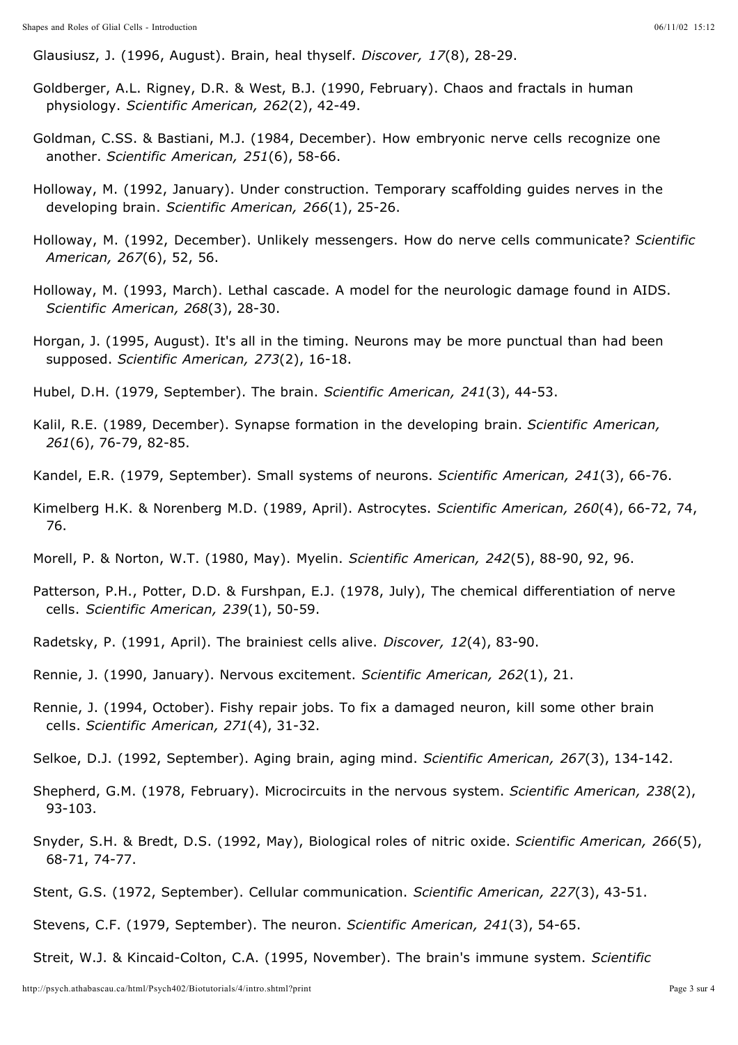Glausiusz, J. (1996, August). Brain, heal thyself. *Discover, 17*(8), 28-29.

Goldberger, A.L. Rigney, D.R. & West, B.J. (1990, February). Chaos and fractals in human physiology. *Scientific American, 262*(2), 42-49.

Goldman, C.SS. & Bastiani, M.J. (1984, December). How embryonic nerve cells recognize one another. *Scientific American, 251*(6), 58-66.

Holloway, M. (1992, January). Under construction. Temporary scaffolding guides nerves in the developing brain. *Scientific American, 266*(1), 25-26.

Holloway, M. (1992, December). Unlikely messengers. How do nerve cells communicate? *Scientific American, 267*(6), 52, 56.

Holloway, M. (1993, March). Lethal cascade. A model for the neurologic damage found in AIDS. *Scientific American, 268*(3), 28-30.

Horgan, J. (1995, August). It's all in the timing. Neurons may be more punctual than had been supposed. *Scientific American, 273*(2), 16-18.

Hubel, D.H. (1979, September). The brain. *Scientific American, 241*(3), 44-53.

Kalil, R.E. (1989, December). Synapse formation in the developing brain. *Scientific American, 261*(6), 76-79, 82-85.

Kandel, E.R. (1979, September). Small systems of neurons. *Scientific American, 241*(3), 66-76.

Kimelberg H.K. & Norenberg M.D. (1989, April). Astrocytes. *Scientific American, 260*(4), 66-72, 74, 76.

Morell, P. & Norton, W.T. (1980, May). Myelin. *Scientific American, 242*(5), 88-90, 92, 96.

Patterson, P.H., Potter, D.D. & Furshpan, E.J. (1978, July), The chemical differentiation of nerve cells. *Scientific American, 239*(1), 50-59.

Radetsky, P. (1991, April). The brainiest cells alive. *Discover, 12*(4), 83-90.

Rennie, J. (1990, January). Nervous excitement. *Scientific American, 262*(1), 21.

Rennie, J. (1994, October). Fishy repair jobs. To fix a damaged neuron, kill some other brain cells. *Scientific American, 271*(4), 31-32.

Selkoe, D.J. (1992, September). Aging brain, aging mind. *Scientific American, 267*(3), 134-142.

Shepherd, G.M. (1978, February). Microcircuits in the nervous system. *Scientific American, 238*(2), 93-103.

Snyder, S.H. & Bredt, D.S. (1992, May), Biological roles of nitric oxide. *Scientific American, 266*(5), 68-71, 74-77.

Stent, G.S. (1972, September). Cellular communication. *Scientific American, 227*(3), 43-51.

Stevens, C.F. (1979, September). The neuron. *Scientific American, 241*(3), 54-65.

Streit, W.J. & Kincaid-Colton, C.A. (1995, November). The brain's immune system. *Scientific*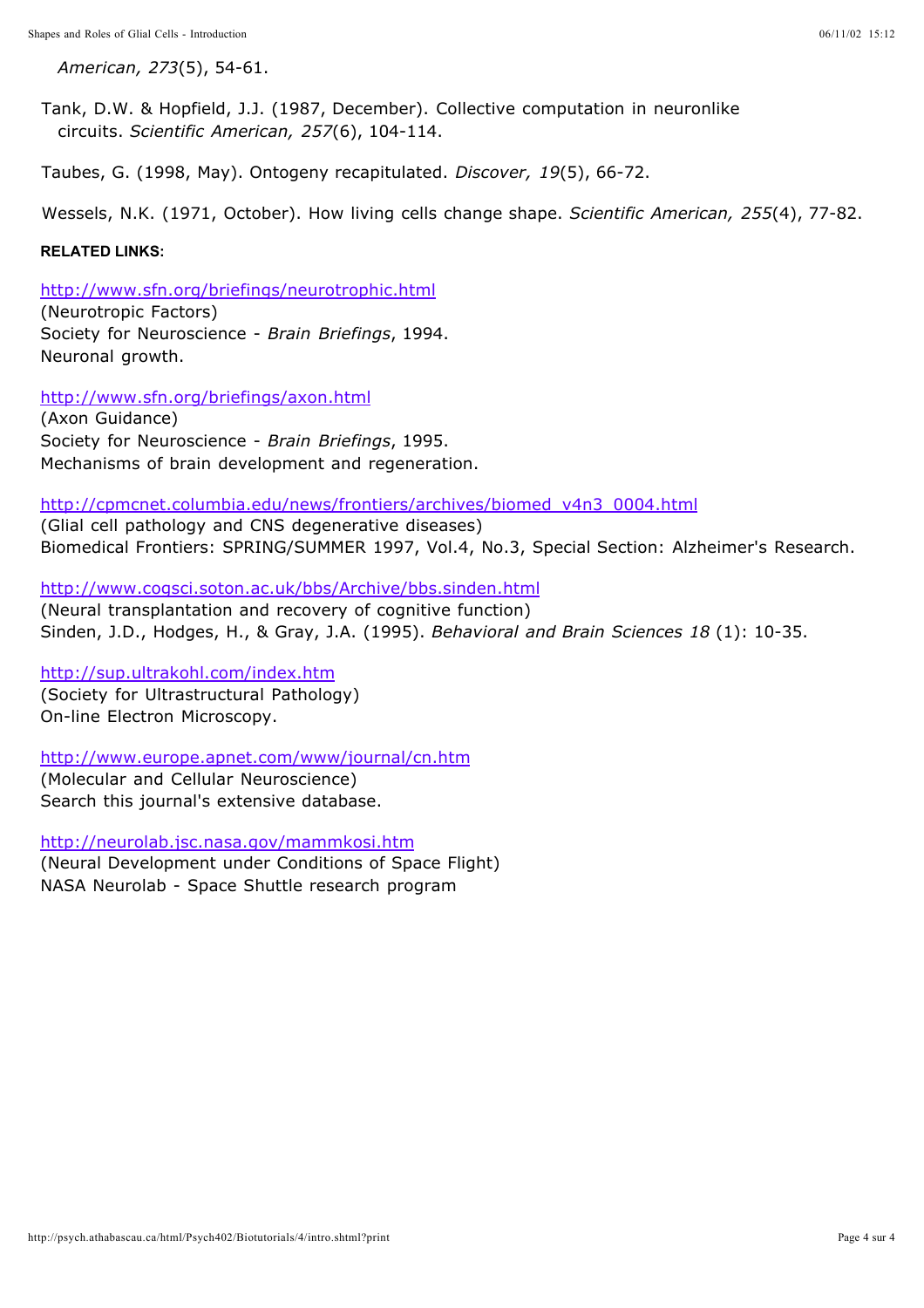*American, 273*(5), 54-61.

Tank, D.W. & Hopfield, J.J. (1987, December). Collective computation in neuronlike circuits. *Scientific American, 257*(6), 104-114.

Taubes, G. (1998, May). Ontogeny recapitulated. *Discover, 19*(5), 66-72.

Wessels, N.K. (1971, October). How living cells change shape. *Scientific American, 255*(4), 77-82.

**RELATED LINKS:**

http://www.sfn.org/briefings/neurotrophic.html
(Neurotropic Factors)
Society for Neuroscience - *Brain Briefings*, 1994.
Neuronal growth.

http://www.sfn.org/briefings/axon.html
(Axon Guidance)
Society for Neuroscience - *Brain Briefings*, 1995.
Mechanisms of brain development and regeneration.

http://cpmcnet.columbia.edu/news/frontiers/archives/biomed_v4n3_0004.html
(Glial cell pathology and CNS degenerative diseases)
Biomedical Frontiers: SPRING/SUMMER 1997, Vol.4, No.3, Special Section: Alzheimer's Research.

http://www.cogsci.soton.ac.uk/bbs/Archive/bbs.sinden.html
(Neural transplantation and recovery of cognitive function)
Sinden, J.D., Hodges, H., & Gray, J.A. (1995). *Behavioral and Brain Sciences 18* (1): 10-35.

http://sup.ultrakohl.com/index.htm
(Society for Ultrastructural Pathology)
On-line Electron Microscopy.

http://www.europe.apnet.com/www/journal/cn.htm
(Molecular and Cellular Neuroscience)
Search this journal's extensive database.

http://neurolab.jsc.nasa.gov/mammkosi.htm
(Neural Development under Conditions of Space Flight)
NASA Neurolab - Space Shuttle research program